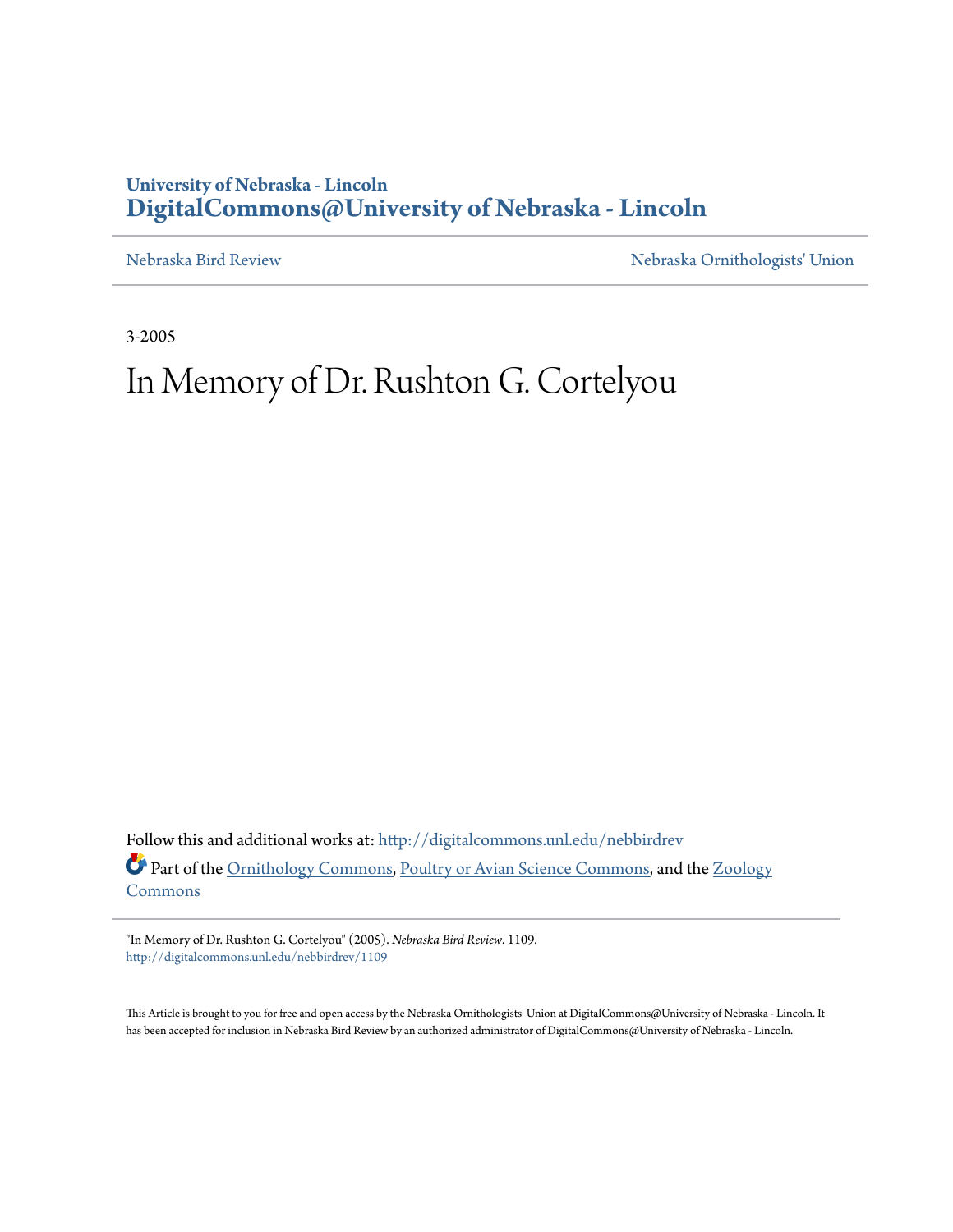University of Nebraska - Lincoln
**DigitalCommons@University of Nebraska - Lincoln**

Nebraska Bird Review | Nebraska Ornithologists' Union

3-2005

# In Memory of Dr. Rushton G. Cortelyou

Follow this and additional works at: http://digitalcommons.unl.edu/nebbirdrev

Part of the Ornithology Commons, Poultry or Avian Science Commons, and the Zoology Commons

"In Memory of Dr. Rushton G. Cortelyou" (2005). *Nebraska Bird Review*. 1109.
http://digitalcommons.unl.edu/nebbirdrev/1109

This Article is brought to you for free and open access by the Nebraska Ornithologists' Union at DigitalCommons@University of Nebraska - Lincoln. It has been accepted for inclusion in Nebraska Bird Review by an authorized administrator of DigitalCommons@University of Nebraska - Lincoln.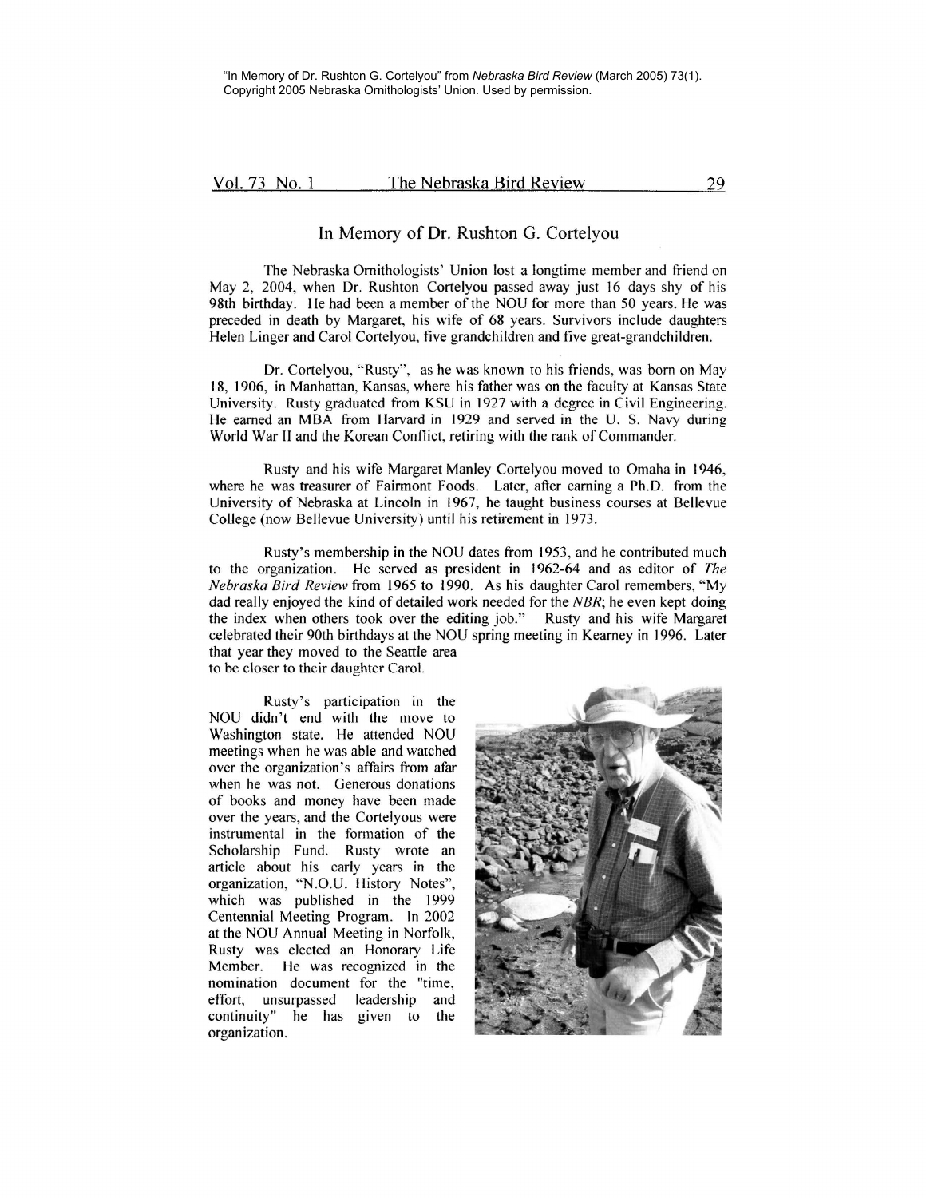"In Memory of Dr. Rushton G. Cortelyou" from *Nebraska Bird Review* (March 2005) 73(1). Copyright 2005 Nebraska Ornithologists' Union. Used by permission.

# In Memory of Dr. Rushton G. Cortelyou

The Nebraska Ornithologists' Union lost a longtime member and friend on May 2, 2004, when Dr. Rushton Cortelyou passed away just 16 days shy of his 98th birthday. He had been a member of the NOU for more than 50 years. He was preceded in death by Margaret, his wife of 68 years. Survivors include daughters Helen Linger and Carol Cortelyou, five grandchildren and five great-grandchildren.

Dr. Cortelyou, "Rusty", as he was known to his friends, was born on May 18, 1906, in Manhattan, Kansas, where his father was on the faculty at Kansas State University. Rusty graduated from KSU in 1927 with a degree in Civil Engineering. He earned an MBA from Harvard in 1929 and served in the U. S. Navy during World War II and the Korean Conflict, retiring with the rank of Commander.

Rusty and his wife Margaret Manley Cortelyou moved to Omaha in 1946, where he was treasurer of Fairmont Foods. Later, after earning a Ph.D. from the University of Nebraska at Lincoln in 1967, he taught business courses at Bellevue College (now Bellevue University) until his retirement in 1973.

Rusty's membership in the NOU dates from 1953, and he contributed much to the organization. He served as president in 1962-64 and as editor of *The Nebraska Bird Review* from 1965 to 1990. As his daughter Carol remembers, "My dad really enjoyed the kind of detailed work needed for the *NBR*; he even kept doing the index when others took over the editing job." Rusty and his wife Margaret celebrated their 90th birthdays at the NOU spring meeting in Kearney in 1996. Later that year they moved to the Seattle area to be closer to their daughter Carol.

Rusty's participation in the NOU didn't end with the move to Washington state. He attended NOU meetings when he was able and watched over the organization's affairs from afar when he was not. Generous donations of books and money have been made over the years, and the Cortelyous were instrumental in the formation of the Scholarship Fund. Rusty wrote an article about his early years in the organization, "N.O.U. History Notes", which was published in the 1999 Centennial Meeting Program. In 2002 at the NOU Annual Meeting in Norfolk, Rusty was elected an Honorary Life Member. He was recognized in the nomination document for the "time, effort, unsurpassed leadership and continuity" he has given to the organization.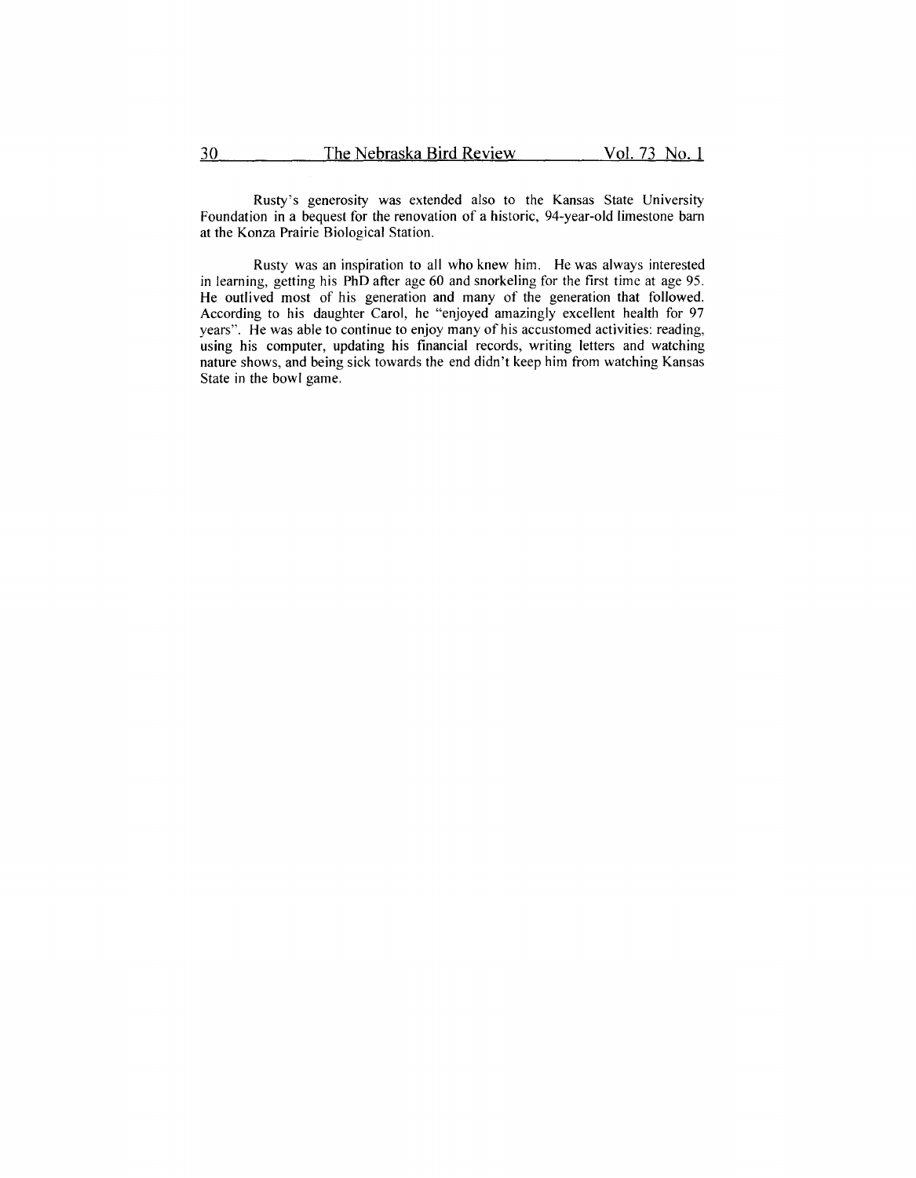Rusty's generosity was extended also to the Kansas State University Foundation in a bequest for the renovation of a historic, 94-year-old limestone barn at the Konza Prairie Biological Station.

Rusty was an inspiration to all who knew him. He was always interested in learning, getting his PhD after age 60 and snorkeling for the first time at age 95. He outlived most of his generation and many of the generation that followed. According to his daughter Carol, he "enjoyed amazingly excellent health for 97 years". He was able to continue to enjoy many of his accustomed activities: reading, using his computer, updating his financial records, writing letters and watching nature shows, and being sick towards the end didn't keep him from watching Kansas State in the bowl game.